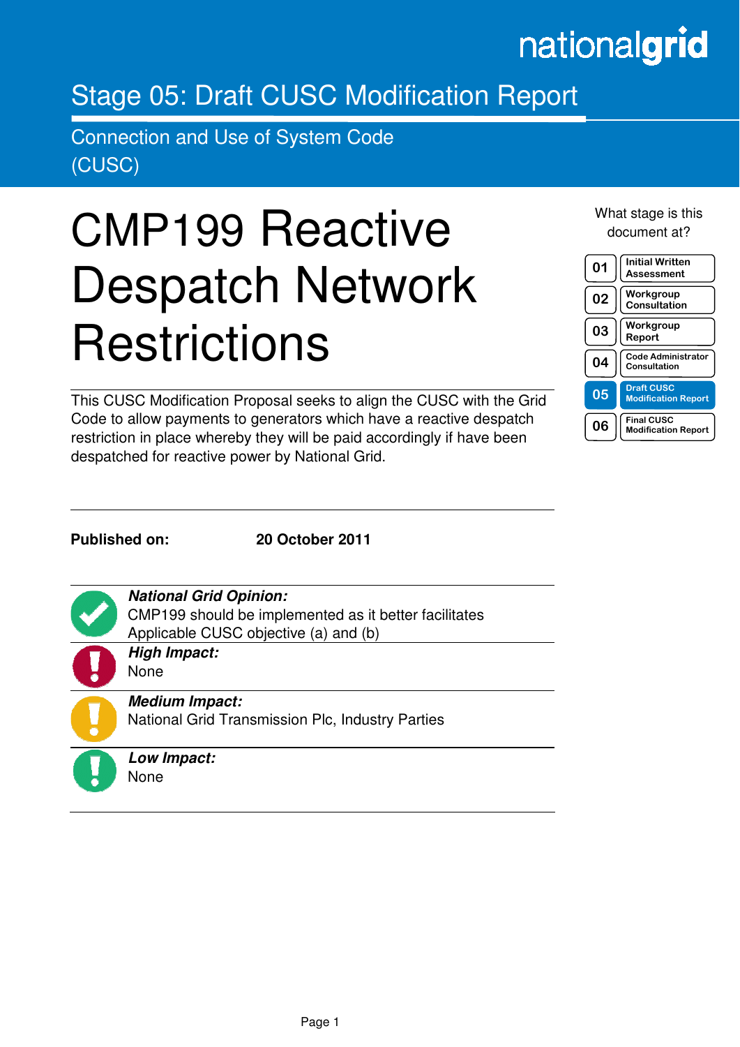nationalgrid

## Stage 05: Draft CUSC Modification Report

Connection and Use of System Code (CUSC)

# CMP199 Reactive Despatch Network Restrictions

What stage is this document at?

| | |
|---|---|
| 01 | Initial Written Assessment |
| 02 | Workgroup Consultation |
| 03 | Workgroup Report |
| 04 | Code Administrator Consultation |
| **05** | **Draft CUSC Modification Report** |
| 06 | Final CUSC Modification Report |

This CUSC Modification Proposal seeks to align the CUSC with the Grid Code to allow payments to generators which have a reactive despatch restriction in place whereby they will be paid accordingly if have been despatched for reactive power by National Grid.

**Published on:** **20 October 2011**

***National Grid Opinion:***
CMP199 should be implemented as it better facilitates Applicable CUSC objective (a) and (b)

***High Impact:***
None

***Medium Impact:***
National Grid Transmission Plc, Industry Parties

***Low Impact:***
None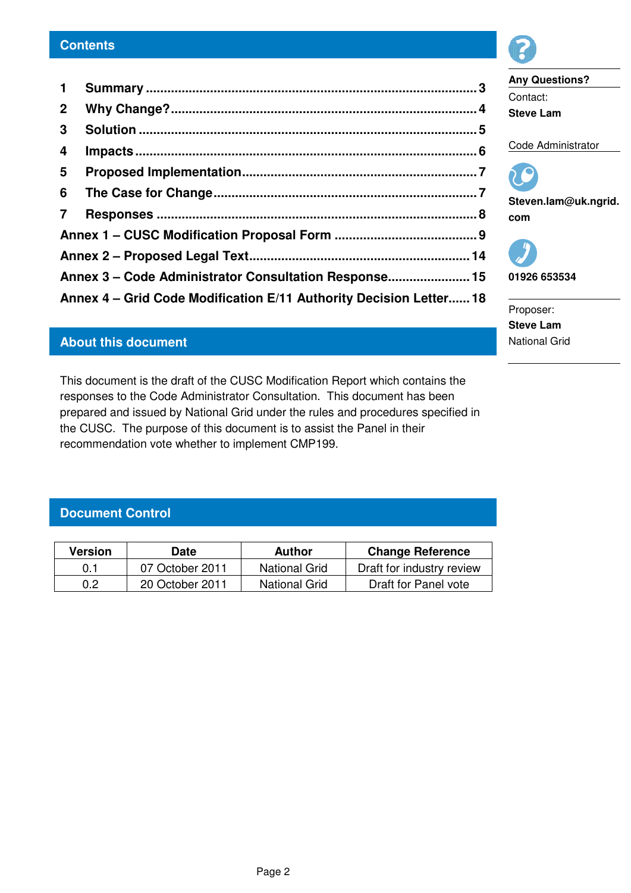## Contents

1 Summary ............................................................................................. 3
2 Why Change? .................................................................................... 4
3 Solution ............................................................................................. 5
4 Impacts .............................................................................................. 6
5 Proposed Implementation ................................................................. 7
6 The Case for Change ........................................................................ 7
7 Responses ......................................................................................... 8
Annex 1 – CUSC Modification Proposal Form ........................................ 9
Annex 2 – Proposed Legal Text ............................................................. 14
Annex 3 – Code Administrator Consultation Response ......................... 15
Annex 4 – Grid Code Modification E/11 Authority Decision Letter ...... 18

**Any Questions?**

Contact:
**Steve Lam**

Code Administrator

**Steven.lam@uk.ngrid.com**

**01926 653534**

Proposer:
**Steve Lam**
National Grid

## About this document

This document is the draft of the CUSC Modification Report which contains the responses to the Code Administrator Consultation. This document has been prepared and issued by National Grid under the rules and procedures specified in the CUSC. The purpose of this document is to assist the Panel in their recommendation vote whether to implement CMP199.

## Document Control

| Version | Date | Author | Change Reference |
|---|---|---|---|
| 0.1 | 07 October 2011 | National Grid | Draft for industry review |
| 0.2 | 20 October 2011 | National Grid | Draft for Panel vote |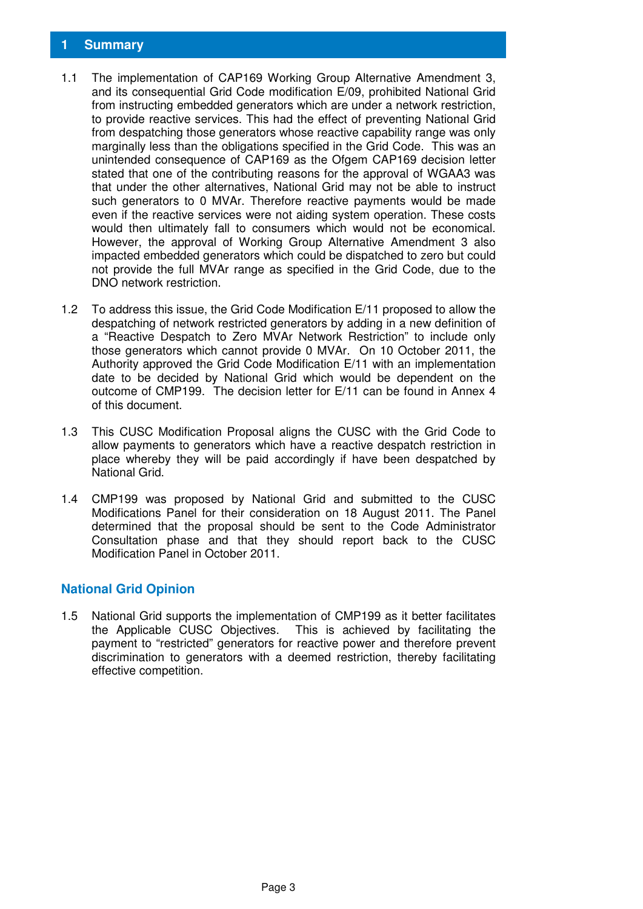# 1 Summary

1.1 The implementation of CAP169 Working Group Alternative Amendment 3, and its consequential Grid Code modification E/09, prohibited National Grid from instructing embedded generators which are under a network restriction, to provide reactive services. This had the effect of preventing National Grid from despatching those generators whose reactive capability range was only marginally less than the obligations specified in the Grid Code. This was an unintended consequence of CAP169 as the Ofgem CAP169 decision letter stated that one of the contributing reasons for the approval of WGAA3 was that under the other alternatives, National Grid may not be able to instruct such generators to 0 MVAr. Therefore reactive payments would be made even if the reactive services were not aiding system operation. These costs would then ultimately fall to consumers which would not be economical. However, the approval of Working Group Alternative Amendment 3 also impacted embedded generators which could be dispatched to zero but could not provide the full MVAr range as specified in the Grid Code, due to the DNO network restriction.

1.2 To address this issue, the Grid Code Modification E/11 proposed to allow the despatching of network restricted generators by adding in a new definition of a "Reactive Despatch to Zero MVAr Network Restriction" to include only those generators which cannot provide 0 MVAr. On 10 October 2011, the Authority approved the Grid Code Modification E/11 with an implementation date to be decided by National Grid which would be dependent on the outcome of CMP199. The decision letter for E/11 can be found in Annex 4 of this document.

1.3 This CUSC Modification Proposal aligns the CUSC with the Grid Code to allow payments to generators which have a reactive despatch restriction in place whereby they will be paid accordingly if have been despatched by National Grid.

1.4 CMP199 was proposed by National Grid and submitted to the CUSC Modifications Panel for their consideration on 18 August 2011. The Panel determined that the proposal should be sent to the Code Administrator Consultation phase and that they should report back to the CUSC Modification Panel in October 2011.

## National Grid Opinion

1.5 National Grid supports the implementation of CMP199 as it better facilitates the Applicable CUSC Objectives. This is achieved by facilitating the payment to "restricted" generators for reactive power and therefore prevent discrimination to generators with a deemed restriction, thereby facilitating effective competition.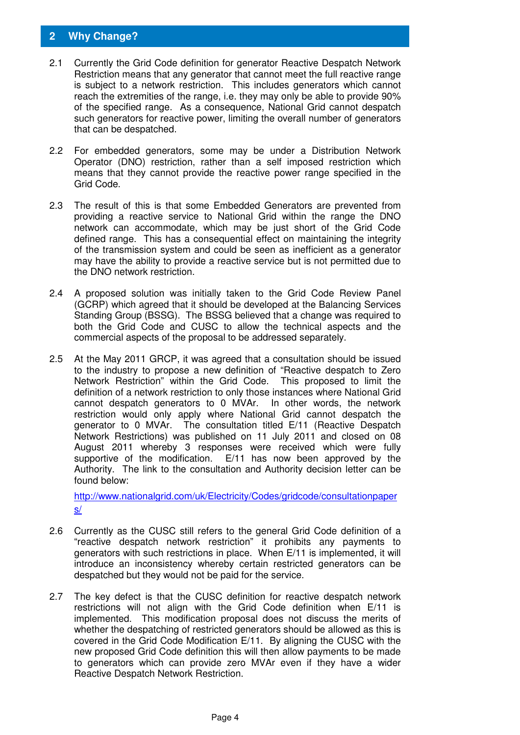## 2 Why Change?

2.1 Currently the Grid Code definition for generator Reactive Despatch Network Restriction means that any generator that cannot meet the full reactive range is subject to a network restriction. This includes generators which cannot reach the extremities of the range, i.e. they may only be able to provide 90% of the specified range. As a consequence, National Grid cannot despatch such generators for reactive power, limiting the overall number of generators that can be despatched.

2.2 For embedded generators, some may be under a Distribution Network Operator (DNO) restriction, rather than a self imposed restriction which means that they cannot provide the reactive power range specified in the Grid Code.

2.3 The result of this is that some Embedded Generators are prevented from providing a reactive service to National Grid within the range the DNO network can accommodate, which may be just short of the Grid Code defined range. This has a consequential effect on maintaining the integrity of the transmission system and could be seen as inefficient as a generator may have the ability to provide a reactive service but is not permitted due to the DNO network restriction.

2.4 A proposed solution was initially taken to the Grid Code Review Panel (GCRP) which agreed that it should be developed at the Balancing Services Standing Group (BSSG). The BSSG believed that a change was required to both the Grid Code and CUSC to allow the technical aspects and the commercial aspects of the proposal to be addressed separately.

2.5 At the May 2011 GRCP, it was agreed that a consultation should be issued to the industry to propose a new definition of "Reactive despatch to Zero Network Restriction" within the Grid Code. This proposed to limit the definition of a network restriction to only those instances where National Grid cannot despatch generators to 0 MVAr. In other words, the network restriction would only apply where National Grid cannot despatch the generator to 0 MVAr. The consultation titled E/11 (Reactive Despatch Network Restrictions) was published on 11 July 2011 and closed on 08 August 2011 whereby 3 responses were received which were fully supportive of the modification. E/11 has now been approved by the Authority. The link to the consultation and Authority decision letter can be found below:

http://www.nationalgrid.com/uk/Electricity/Codes/gridcode/consultationpapers/

2.6 Currently as the CUSC still refers to the general Grid Code definition of a "reactive despatch network restriction" it prohibits any payments to generators with such restrictions in place. When E/11 is implemented, it will introduce an inconsistency whereby certain restricted generators can be despatched but they would not be paid for the service.

2.7 The key defect is that the CUSC definition for reactive despatch network restrictions will not align with the Grid Code definition when E/11 is implemented. This modification proposal does not discuss the merits of whether the despatching of restricted generators should be allowed as this is covered in the Grid Code Modification E/11. By aligning the CUSC with the new proposed Grid Code definition this will then allow payments to be made to generators which can provide zero MVAr even if they have a wider Reactive Despatch Network Restriction.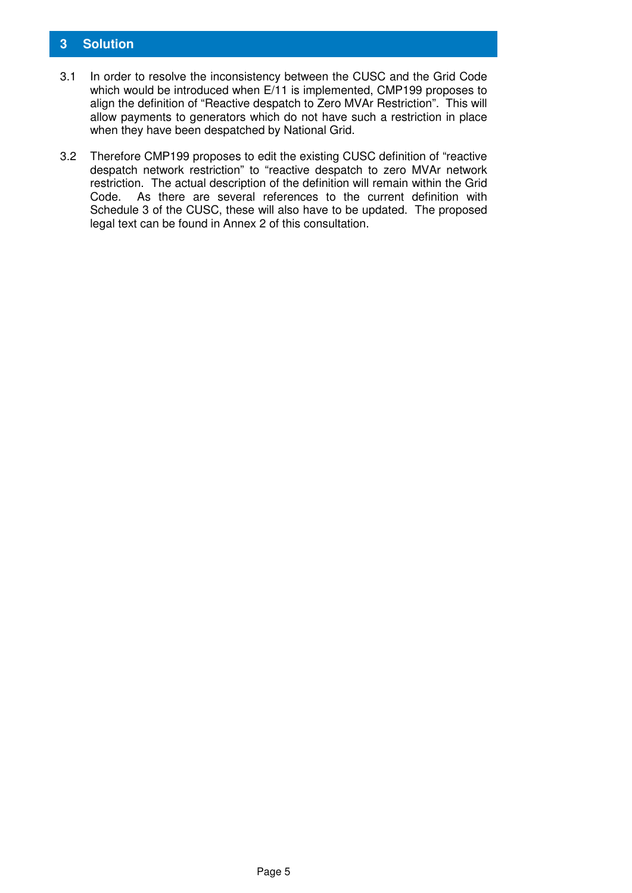# 3 Solution

3.1 In order to resolve the inconsistency between the CUSC and the Grid Code which would be introduced when E/11 is implemented, CMP199 proposes to align the definition of "Reactive despatch to Zero MVAr Restriction". This will allow payments to generators which do not have such a restriction in place when they have been despatched by National Grid.

3.2 Therefore CMP199 proposes to edit the existing CUSC definition of "reactive despatch network restriction" to "reactive despatch to zero MVAr network restriction. The actual description of the definition will remain within the Grid Code. As there are several references to the current definition with Schedule 3 of the CUSC, these will also have to be updated. The proposed legal text can be found in Annex 2 of this consultation.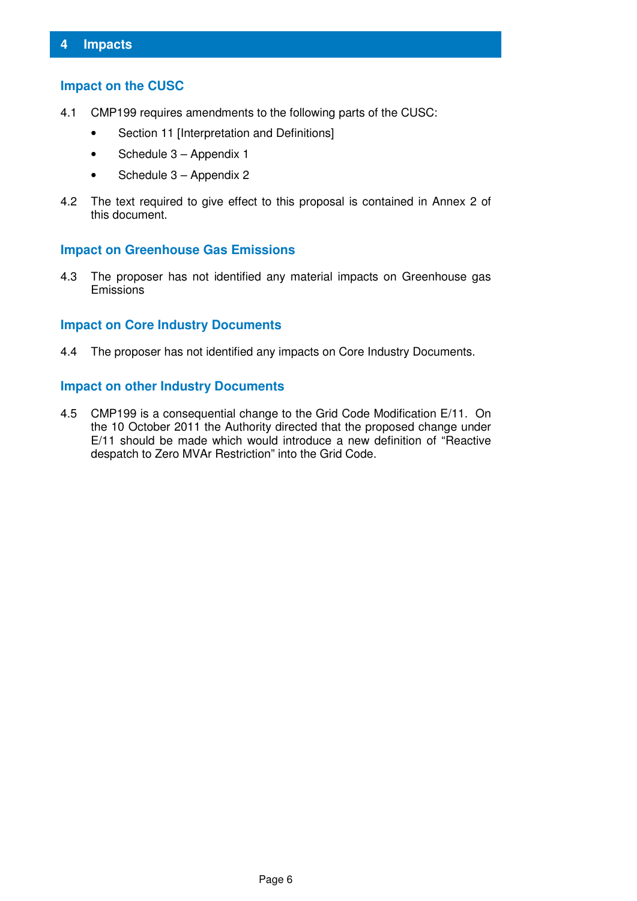# 4 Impacts

## Impact on the CUSC

4.1 CMP199 requires amendments to the following parts of the CUSC:

- Section 11 [Interpretation and Definitions]
- Schedule 3 – Appendix 1
- Schedule 3 – Appendix 2

4.2 The text required to give effect to this proposal is contained in Annex 2 of this document.

## Impact on Greenhouse Gas Emissions

4.3 The proposer has not identified any material impacts on Greenhouse gas Emissions

## Impact on Core Industry Documents

4.4 The proposer has not identified any impacts on Core Industry Documents.

## Impact on other Industry Documents

4.5 CMP199 is a consequential change to the Grid Code Modification E/11. On the 10 October 2011 the Authority directed that the proposed change under E/11 should be made which would introduce a new definition of "Reactive despatch to Zero MVAr Restriction" into the Grid Code.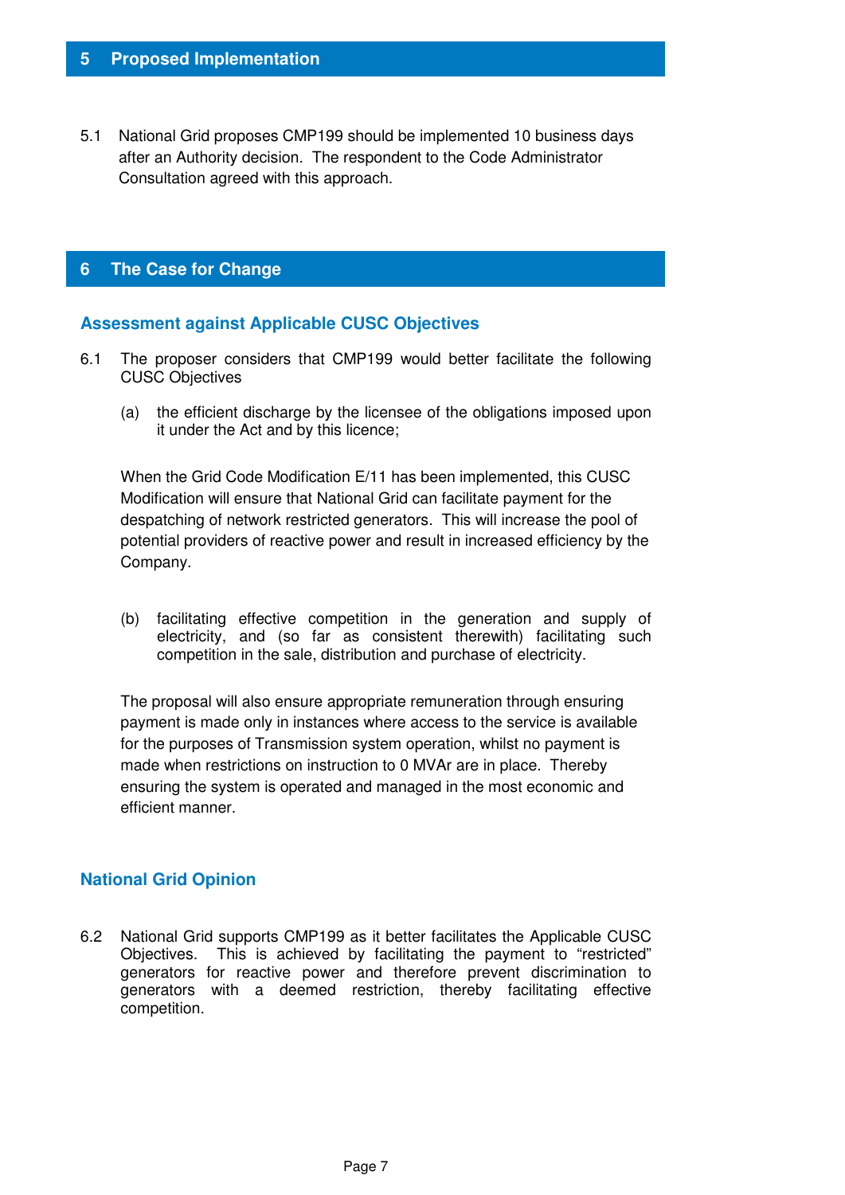## 5 Proposed Implementation

5.1 National Grid proposes CMP199 should be implemented 10 business days after an Authority decision. The respondent to the Code Administrator Consultation agreed with this approach.

## 6 The Case for Change

### Assessment against Applicable CUSC Objectives

6.1 The proposer considers that CMP199 would better facilitate the following CUSC Objectives

(a) the efficient discharge by the licensee of the obligations imposed upon it under the Act and by this licence;

When the Grid Code Modification E/11 has been implemented, this CUSC Modification will ensure that National Grid can facilitate payment for the despatching of network restricted generators. This will increase the pool of potential providers of reactive power and result in increased efficiency by the Company.

(b) facilitating effective competition in the generation and supply of electricity, and (so far as consistent therewith) facilitating such competition in the sale, distribution and purchase of electricity.

The proposal will also ensure appropriate remuneration through ensuring payment is made only in instances where access to the service is available for the purposes of Transmission system operation, whilst no payment is made when restrictions on instruction to 0 MVAr are in place. Thereby ensuring the system is operated and managed in the most economic and efficient manner.

### National Grid Opinion

6.2 National Grid supports CMP199 as it better facilitates the Applicable CUSC Objectives. This is achieved by facilitating the payment to "restricted" generators for reactive power and therefore prevent discrimination to generators with a deemed restriction, thereby facilitating effective competition.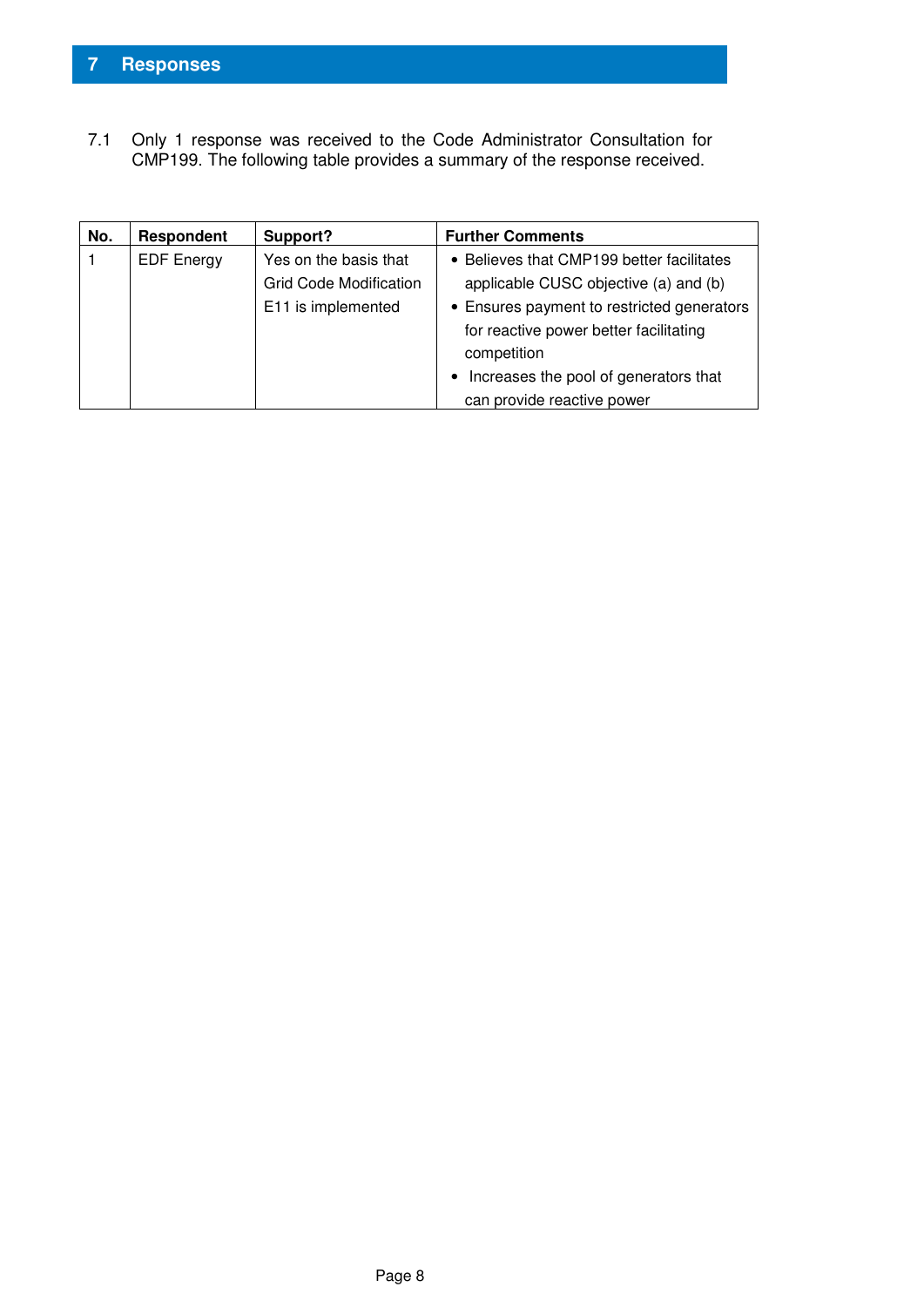# 7 Responses

7.1 Only 1 response was received to the Code Administrator Consultation for CMP199. The following table provides a summary of the response received.

| No. | Respondent | Support? | Further Comments |
|---|---|---|---|
| 1 | EDF Energy | Yes on the basis that Grid Code Modification E11 is implemented | • Believes that CMP199 better facilitates applicable CUSC objective (a) and (b)<br>• Ensures payment to restricted generators for reactive power better facilitating competition<br>• Increases the pool of generators that can provide reactive power |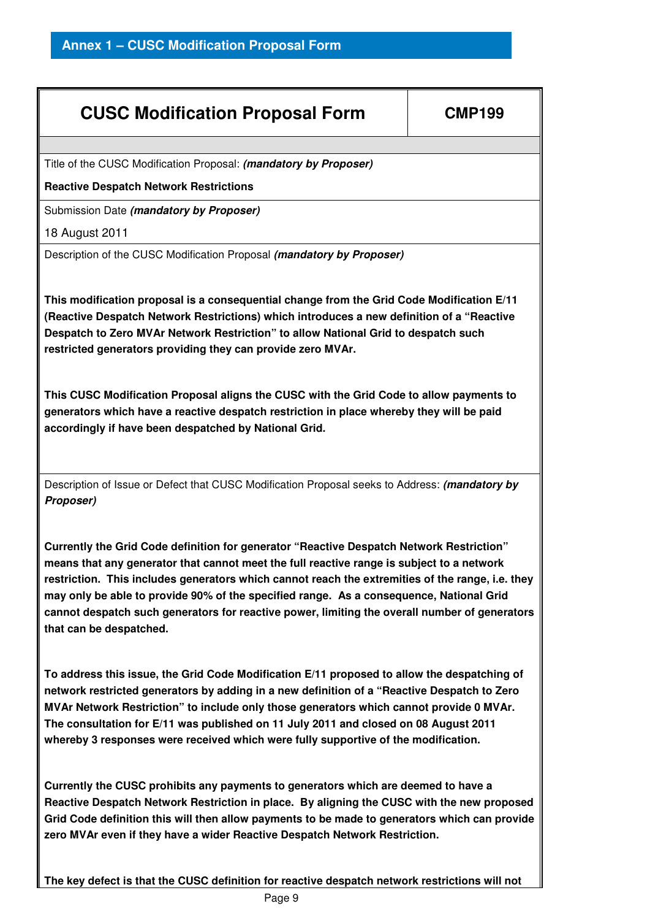## Annex 1 – CUSC Modification Proposal Form

| **CUSC Modification Proposal Form** | **CMP199** |
|---|---|

Title of the CUSC Modification Proposal: ***(mandatory by Proposer)***

**Reactive Despatch Network Restrictions**

Submission Date ***(mandatory by Proposer)***

18 August 2011

Description of the CUSC Modification Proposal ***(mandatory by Proposer)***

**This modification proposal is a consequential change from the Grid Code Modification E/11 (Reactive Despatch Network Restrictions) which introduces a new definition of a "Reactive Despatch to Zero MVAr Network Restriction" to allow National Grid to despatch such restricted generators providing they can provide zero MVAr.**

**This CUSC Modification Proposal aligns the CUSC with the Grid Code to allow payments to generators which have a reactive despatch restriction in place whereby they will be paid accordingly if have been despatched by National Grid.**

Description of Issue or Defect that CUSC Modification Proposal seeks to Address: ***(mandatory by Proposer)***

**Currently the Grid Code definition for generator "Reactive Despatch Network Restriction" means that any generator that cannot meet the full reactive range is subject to a network restriction. This includes generators which cannot reach the extremities of the range, i.e. they may only be able to provide 90% of the specified range. As a consequence, National Grid cannot despatch such generators for reactive power, limiting the overall number of generators that can be despatched.**

**To address this issue, the Grid Code Modification E/11 proposed to allow the despatching of network restricted generators by adding in a new definition of a "Reactive Despatch to Zero MVAr Network Restriction" to include only those generators which cannot provide 0 MVAr. The consultation for E/11 was published on 11 July 2011 and closed on 08 August 2011 whereby 3 responses were received which were fully supportive of the modification.**

**Currently the CUSC prohibits any payments to generators which are deemed to have a Reactive Despatch Network Restriction in place. By aligning the CUSC with the new proposed Grid Code definition this will then allow payments to be made to generators which can provide zero MVAr even if they have a wider Reactive Despatch Network Restriction.**

**The key defect is that the CUSC definition for reactive despatch network restrictions will not**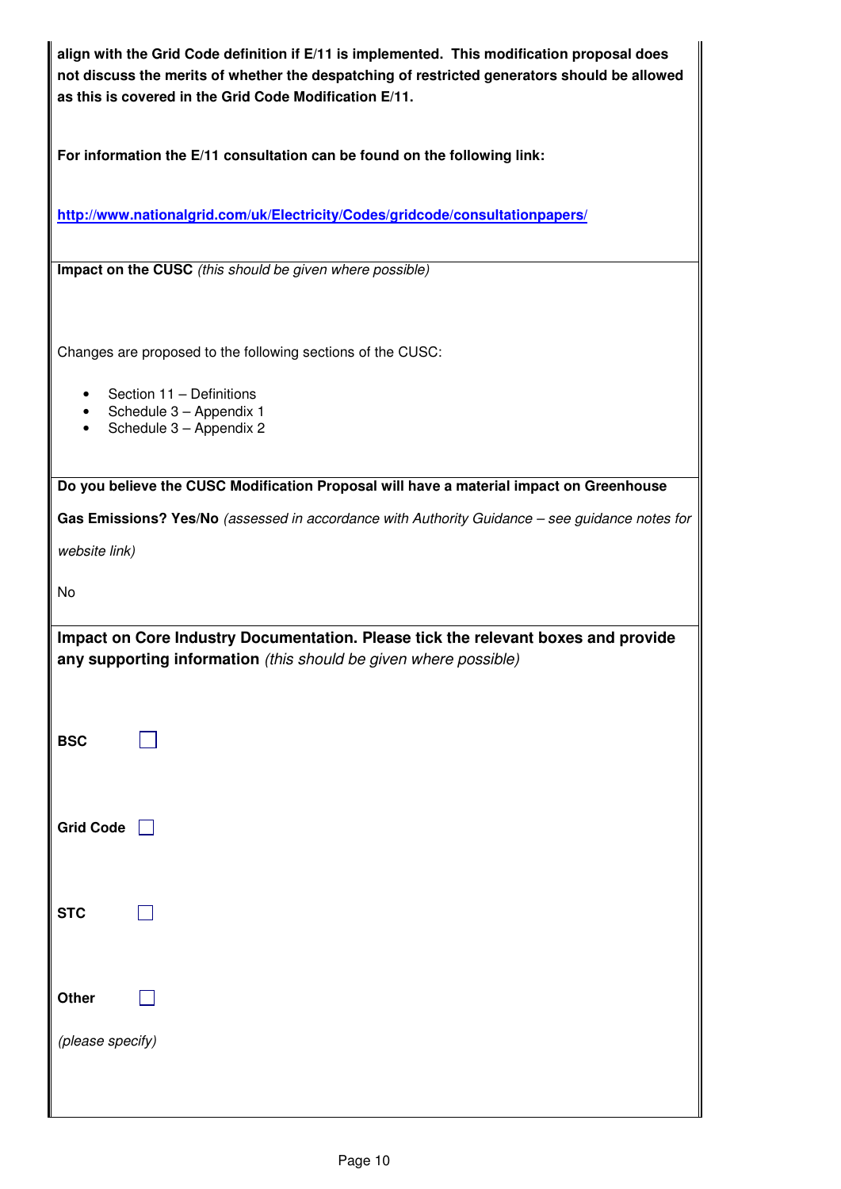**align with the Grid Code definition if E/11 is implemented. This modification proposal does not discuss the merits of whether the despatching of restricted generators should be allowed as this is covered in the Grid Code Modification E/11.**

**For information the E/11 consultation can be found on the following link:**

**http://www.nationalgrid.com/uk/Electricity/Codes/gridcode/consultationpapers/**

**Impact on the CUSC** *(this should be given where possible)*

Changes are proposed to the following sections of the CUSC:

- Section 11 – Definitions
- Schedule 3 – Appendix 1
- Schedule 3 – Appendix 2

**Do you believe the CUSC Modification Proposal will have a material impact on Greenhouse Gas Emissions? Yes/No** *(assessed in accordance with Authority Guidance – see guidance notes for website link)*

No

**Impact on Core Industry Documentation. Please tick the relevant boxes and provide any supporting information** *(this should be given where possible)*

**BSC** ☐

**Grid Code** ☐

**STC** ☐

**Other** ☐

*(please specify)*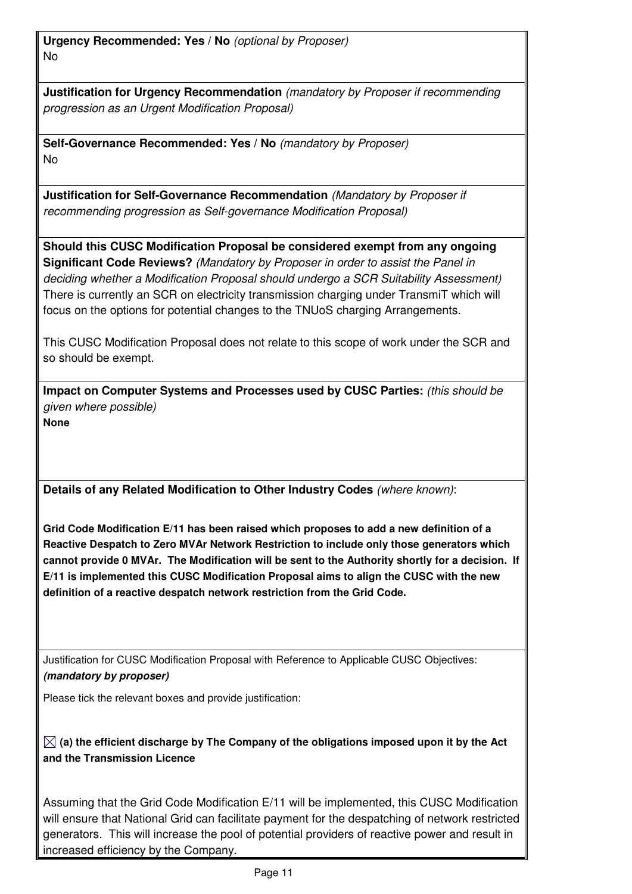**Urgency Recommended: Yes / No** *(optional by Proposer)*
No

**Justification for Urgency Recommendation** *(mandatory by Proposer if recommending progression as an Urgent Modification Proposal)*

**Self-Governance Recommended: Yes / No** *(mandatory by Proposer)*
No

**Justification for Self-Governance Recommendation** *(Mandatory by Proposer if recommending progression as Self-governance Modification Proposal)*

**Should this CUSC Modification Proposal be considered exempt from any ongoing Significant Code Reviews?** *(Mandatory by Proposer in order to assist the Panel in deciding whether a Modification Proposal should undergo a SCR Suitability Assessment)*
There is currently an SCR on electricity transmission charging under TransmiT which will focus on the options for potential changes to the TNUoS charging Arrangements.

This CUSC Modification Proposal does not relate to this scope of work under the SCR and so should be exempt.

**Impact on Computer Systems and Processes used by CUSC Parties:** *(this should be given where possible)*
**None**

**Details of any Related Modification to Other Industry Codes** *(where known)*:

**Grid Code Modification E/11 has been raised which proposes to add a new definition of a Reactive Despatch to Zero MVAr Network Restriction to include only those generators which cannot provide 0 MVAr. The Modification will be sent to the Authority shortly for a decision. If E/11 is implemented this CUSC Modification Proposal aims to align the CUSC with the new definition of a reactive despatch network restriction from the Grid Code.**

Justification for CUSC Modification Proposal with Reference to Applicable CUSC Objectives: ***(mandatory by proposer)***

Please tick the relevant boxes and provide justification:

☒ **(a) the efficient discharge by The Company of the obligations imposed upon it by the Act and the Transmission Licence**

Assuming that the Grid Code Modification E/11 will be implemented, this CUSC Modification will ensure that National Grid can facilitate payment for the despatching of network restricted generators. This will increase the pool of potential providers of reactive power and result in increased efficiency by the Company.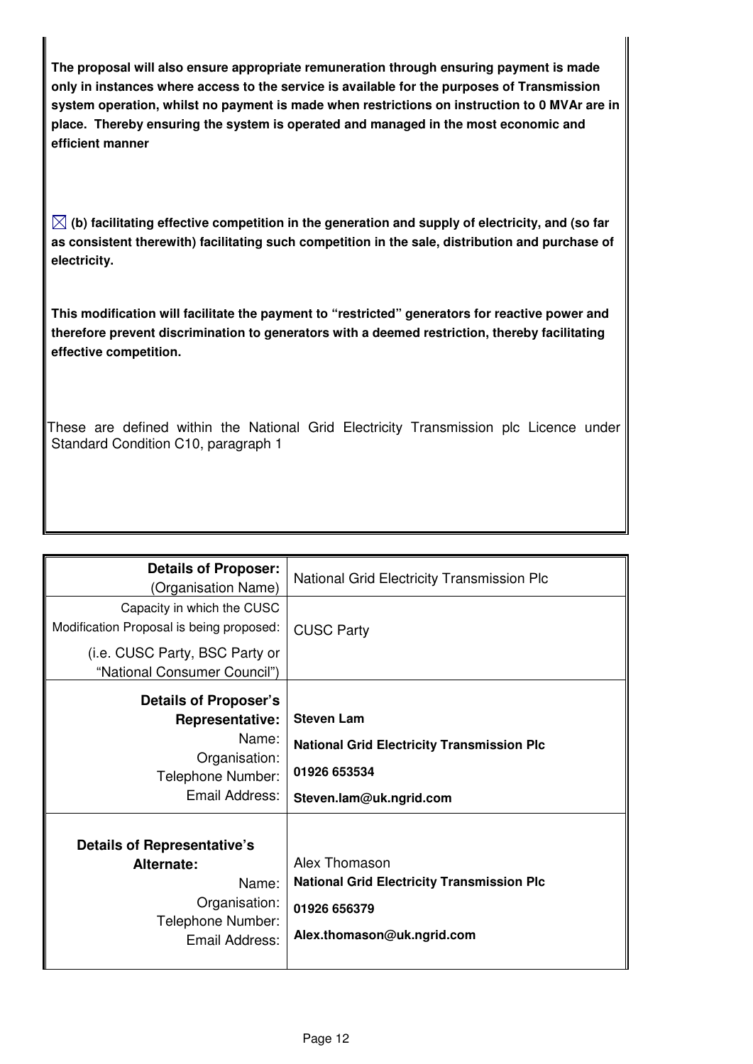**The proposal will also ensure appropriate remuneration through ensuring payment is made only in instances where access to the service is available for the purposes of Transmission system operation, whilst no payment is made when restrictions on instruction to 0 MVAr are in place. Thereby ensuring the system is operated and managed in the most economic and efficient manner**

☒ **(b) facilitating effective competition in the generation and supply of electricity, and (so far as consistent therewith) facilitating such competition in the sale, distribution and purchase of electricity.**

**This modification will facilitate the payment to "restricted" generators for reactive power and therefore prevent discrimination to generators with a deemed restriction, thereby facilitating effective competition.**

These are defined within the National Grid Electricity Transmission plc Licence under Standard Condition C10, paragraph 1

| | |
|---|---|
| **Details of Proposer:** (Organisation Name) | National Grid Electricity Transmission Plc |
| Capacity in which the CUSC Modification Proposal is being proposed: (i.e. CUSC Party, BSC Party or "National Consumer Council") | CUSC Party |
| **Details of Proposer's Representative:** Name: Organisation: Telephone Number: Email Address: | **Steven Lam** **National Grid Electricity Transmission Plc** **01926 653534** **Steven.lam@uk.ngrid.com** |
| **Details of Representative's Alternate:** Name: Organisation: Telephone Number: Email Address: | Alex Thomason **National Grid Electricity Transmission Plc** **01926 656379** **Alex.thomason@uk.ngrid.com** |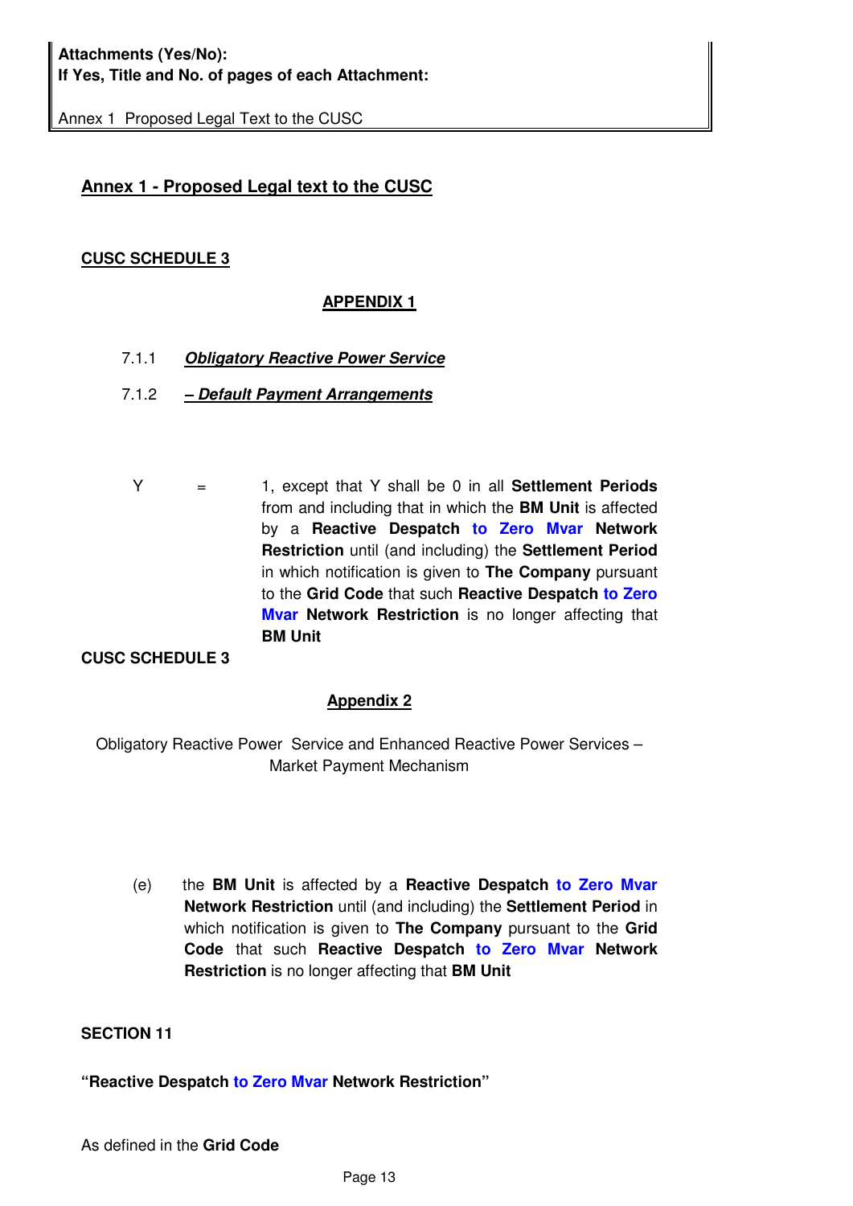**Attachments (Yes/No):**
**If Yes, Title and No. of pages of each Attachment:**

Annex 1 Proposed Legal Text to the CUSC

## Annex 1 - Proposed Legal text to the CUSC

**CUSC SCHEDULE 3**

**APPENDIX 1**

7.1.1 ***Obligatory Reactive Power Service***

7.1.2 ***– Default Payment Arrangements***

Y = 1, except that Y shall be 0 in all **Settlement Periods** from and including that in which the **BM Unit** is affected by a **Reactive Despatch to Zero Mvar Network Restriction** until (and including) the **Settlement Period** in which notification is given to **The Company** pursuant to the **Grid Code** that such **Reactive Despatch to Zero Mvar Network Restriction** is no longer affecting that **BM Unit**

**CUSC SCHEDULE 3**

**Appendix 2**

Obligatory Reactive Power Service and Enhanced Reactive Power Services – Market Payment Mechanism

(e) the **BM Unit** is affected by a **Reactive Despatch to Zero Mvar Network Restriction** until (and including) the **Settlement Period** in which notification is given to **The Company** pursuant to the **Grid Code** that such **Reactive Despatch to Zero Mvar Network Restriction** is no longer affecting that **BM Unit**

**SECTION 11**

**"Reactive Despatch to Zero Mvar Network Restriction"**

As defined in the **Grid Code**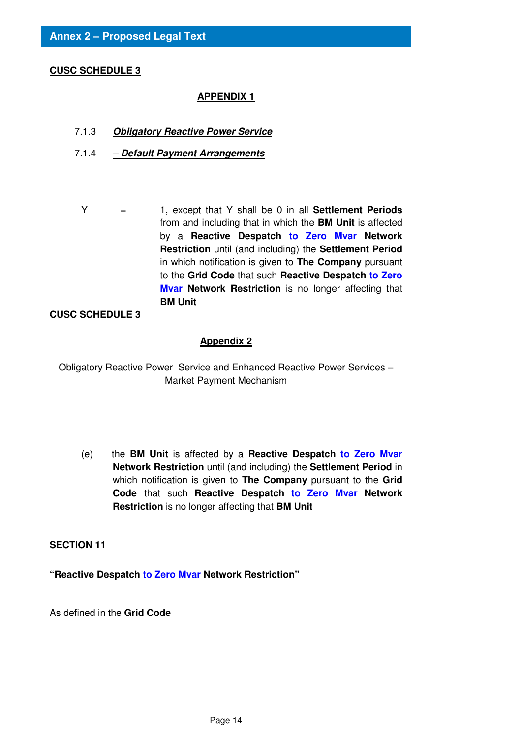## Annex 2 – Proposed Legal Text

**<u>CUSC SCHEDULE 3</u>**

**<u>APPENDIX 1</u>**

7.1.3 ***<u>Obligatory Reactive Power Service</u>***

7.1.4 ***<u>– Default Payment Arrangements</u>***

Y = 1, except that Y shall be 0 in all **Settlement Periods** from and including that in which the **BM Unit** is affected by a **Reactive Despatch to Zero Mvar Network Restriction** until (and including) the **Settlement Period** in which notification is given to **The Company** pursuant to the **Grid Code** that such **Reactive Despatch to Zero Mvar Network Restriction** is no longer affecting that **BM Unit**

**CUSC SCHEDULE 3**

**<u>Appendix 2</u>**

Obligatory Reactive Power Service and Enhanced Reactive Power Services – Market Payment Mechanism

(e) the **BM Unit** is affected by a **Reactive Despatch to Zero Mvar Network Restriction** until (and including) the **Settlement Period** in which notification is given to **The Company** pursuant to the **Grid Code** that such **Reactive Despatch to Zero Mvar Network Restriction** is no longer affecting that **BM Unit**

**SECTION 11**

**"Reactive Despatch to Zero Mvar Network Restriction"**

As defined in the **Grid Code**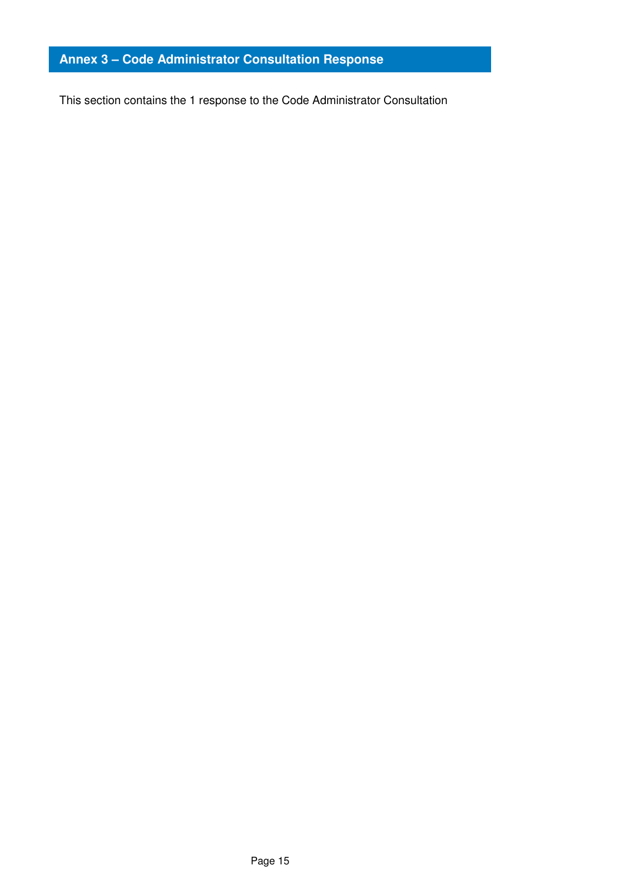## Annex 3 – Code Administrator Consultation Response

This section contains the 1 response to the Code Administrator Consultation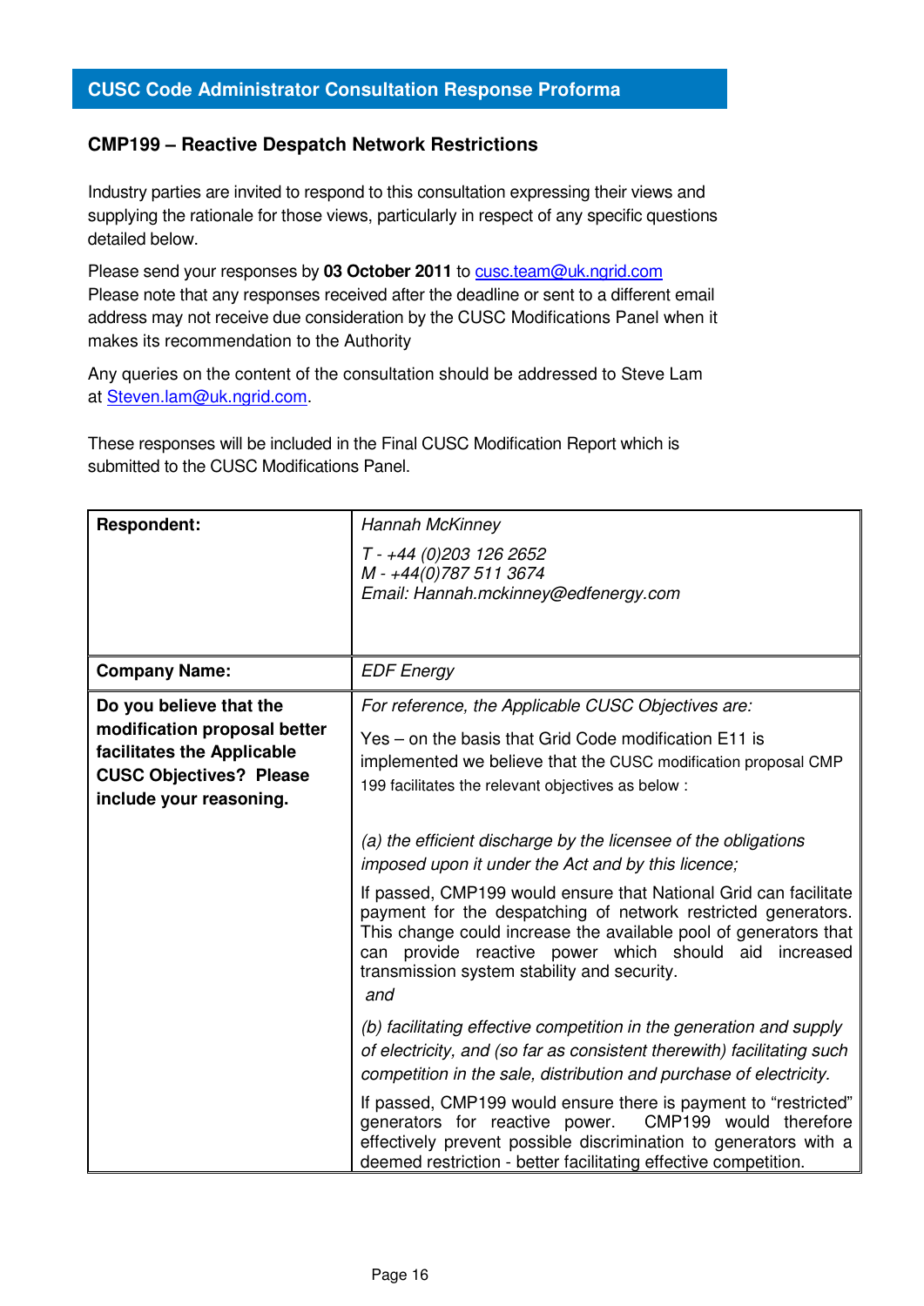# CUSC Code Administrator Consultation Response Proforma

## CMP199 – Reactive Despatch Network Restrictions

Industry parties are invited to respond to this consultation expressing their views and supplying the rationale for those views, particularly in respect of any specific questions detailed below.

Please send your responses by **03 October 2011** to cusc.team@uk.ngrid.com
Please note that any responses received after the deadline or sent to a different email address may not receive due consideration by the CUSC Modifications Panel when it makes its recommendation to the Authority

Any queries on the content of the consultation should be addressed to Steve Lam at Steven.lam@uk.ngrid.com.

These responses will be included in the Final CUSC Modification Report which is submitted to the CUSC Modifications Panel.

| | |
|---|---|
| **Respondent:** | *Hannah McKinney*<br>*T - +44 (0)203 126 2652*<br>*M - +44(0)787 511 3674*<br>*Email: Hannah.mckinney@edfenergy.com* |
| **Company Name:** | *EDF Energy* |
| **Do you believe that the modification proposal better facilitates the Applicable CUSC Objectives? Please include your reasoning.** | *For reference, the Applicable CUSC Objectives are:*<br>Yes – on the basis that Grid Code modification E11 is implemented we believe that the CUSC modification proposal CMP 199 facilitates the relevant objectives as below :<br><br>*(a) the efficient discharge by the licensee of the obligations imposed upon it under the Act and by this licence;*<br>If passed, CMP199 would ensure that National Grid can facilitate payment for the despatching of network restricted generators. This change could increase the available pool of generators that can provide reactive power which should aid increased transmission system stability and security.<br>*and*<br>*(b) facilitating effective competition in the generation and supply of electricity, and (so far as consistent therewith) facilitating such competition in the sale, distribution and purchase of electricity.*<br>If passed, CMP199 would ensure there is payment to "restricted" generators for reactive power. CMP199 would therefore effectively prevent possible discrimination to generators with a deemed restriction - better facilitating effective competition. |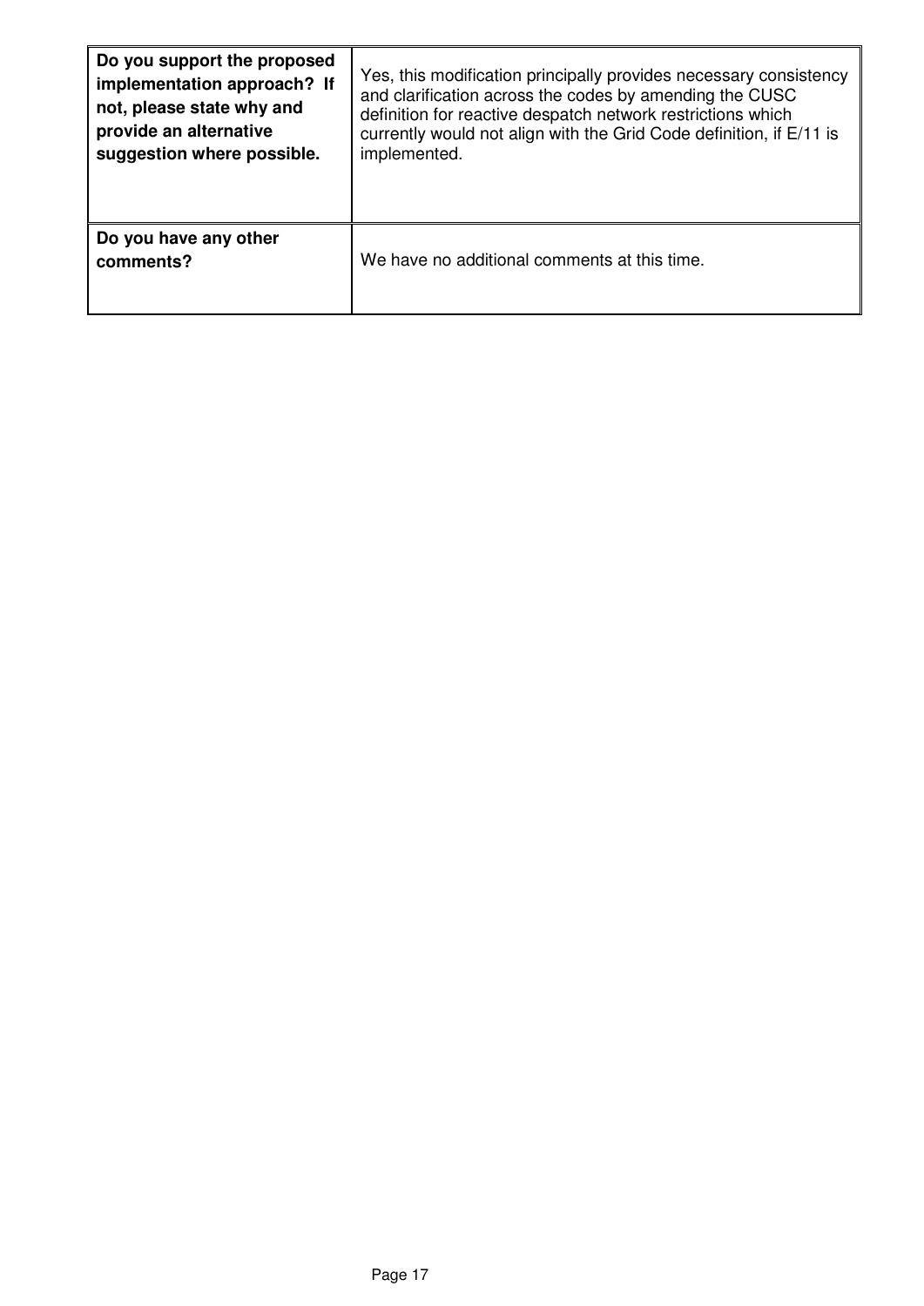| | |
|---|---|
| **Do you support the proposed implementation approach? If not, please state why and provide an alternative suggestion where possible.** | Yes, this modification principally provides necessary consistency and clarification across the codes by amending the CUSC definition for reactive despatch network restrictions which currently would not align with the Grid Code definition, if E/11 is implemented. |
| **Do you have any other comments?** | We have no additional comments at this time. |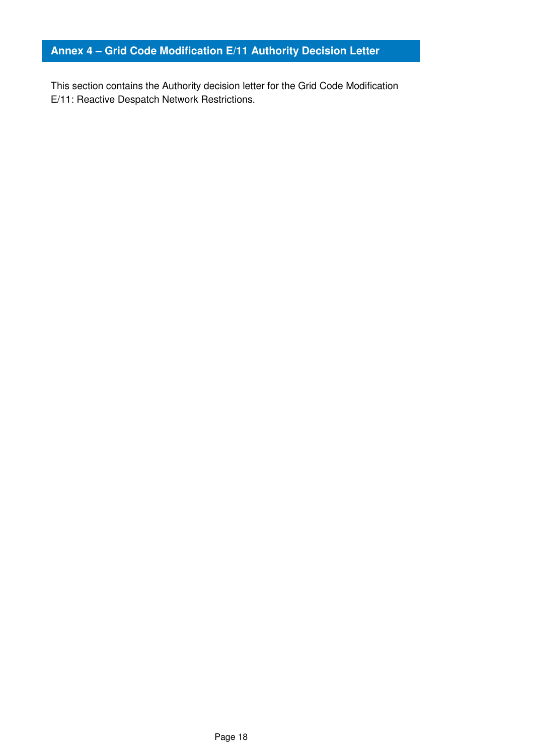## Annex 4 – Grid Code Modification E/11 Authority Decision Letter

This section contains the Authority decision letter for the Grid Code Modification E/11: Reactive Despatch Network Restrictions.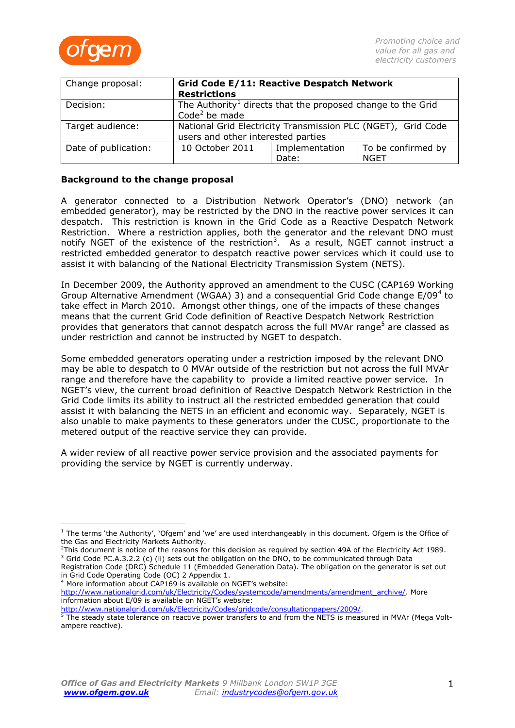| Change proposal: | **Grid Code E/11: Reactive Despatch Network Restrictions** | | |
|---|---|---|---|
| Decision: | The Authority[1] directs that the proposed change to the Grid Code[2] be made | | |
| Target audience: | National Grid Electricity Transmission PLC (NGET), Grid Code users and other interested parties | | |
| Date of publication: | 10 October 2011 | Implementation Date: | To be confirmed by NGET |

**Background to the change proposal**

A generator connected to a Distribution Network Operator's (DNO) network (an embedded generator), may be restricted by the DNO in the reactive power services it can despatch. This restriction is known in the Grid Code as a Reactive Despatch Network Restriction. Where a restriction applies, both the generator and the relevant DNO must notify NGET of the existence of the restriction[3]. As a result, NGET cannot instruct a restricted embedded generator to despatch reactive power services which it could use to assist it with balancing of the National Electricity Transmission System (NETS).

In December 2009, the Authority approved an amendment to the CUSC (CAP169 Working Group Alternative Amendment (WGAA) 3) and a consequential Grid Code change E/09[4] to take effect in March 2010. Amongst other things, one of the impacts of these changes means that the current Grid Code definition of Reactive Despatch Network Restriction provides that generators that cannot despatch across the full MVAr range[5] are classed as under restriction and cannot be instructed by NGET to despatch.

Some embedded generators operating under a restriction imposed by the relevant DNO may be able to despatch to 0 MVAr outside of the restriction but not across the full MVAr range and therefore have the capability to provide a limited reactive power service. In NGET's view, the current broad definition of Reactive Despatch Network Restriction in the Grid Code limits its ability to instruct all the restricted embedded generation that could assist it with balancing the NETS in an efficient and economic way. Separately, NGET is also unable to make payments to these generators under the CUSC, proportionate to the metered output of the reactive service they can provide.

A wider review of all reactive power service provision and the associated payments for providing the service by NGET is currently underway.

---

[1] The terms 'the Authority', 'Ofgem' and 'we' are used interchangeably in this document. Ofgem is the Office of the Gas and Electricity Markets Authority.

[2] This document is notice of the reasons for this decision as required by section 49A of the Electricity Act 1989.

[3] Grid Code PC.A.3.2.2 (c) (ii) sets out the obligation on the DNO, to be communicated through Data Registration Code (DRC) Schedule 11 (Embedded Generation Data). The obligation on the generator is set out in Grid Code Operating Code (OC) 2 Appendix 1.

[4] More information about CAP169 is available on NGET's website: http://www.nationalgrid.com/uk/Electricity/Codes/systemcode/amendments/amendment_archive/. More information about E/09 is available on NGET's website: http://www.nationalgrid.com/uk/Electricity/Codes/gridcode/consultationpapers/2009/.

[5] The steady state tolerance on reactive power transfers to and from the NETS is measured in MVAr (Mega Volt-ampere reactive).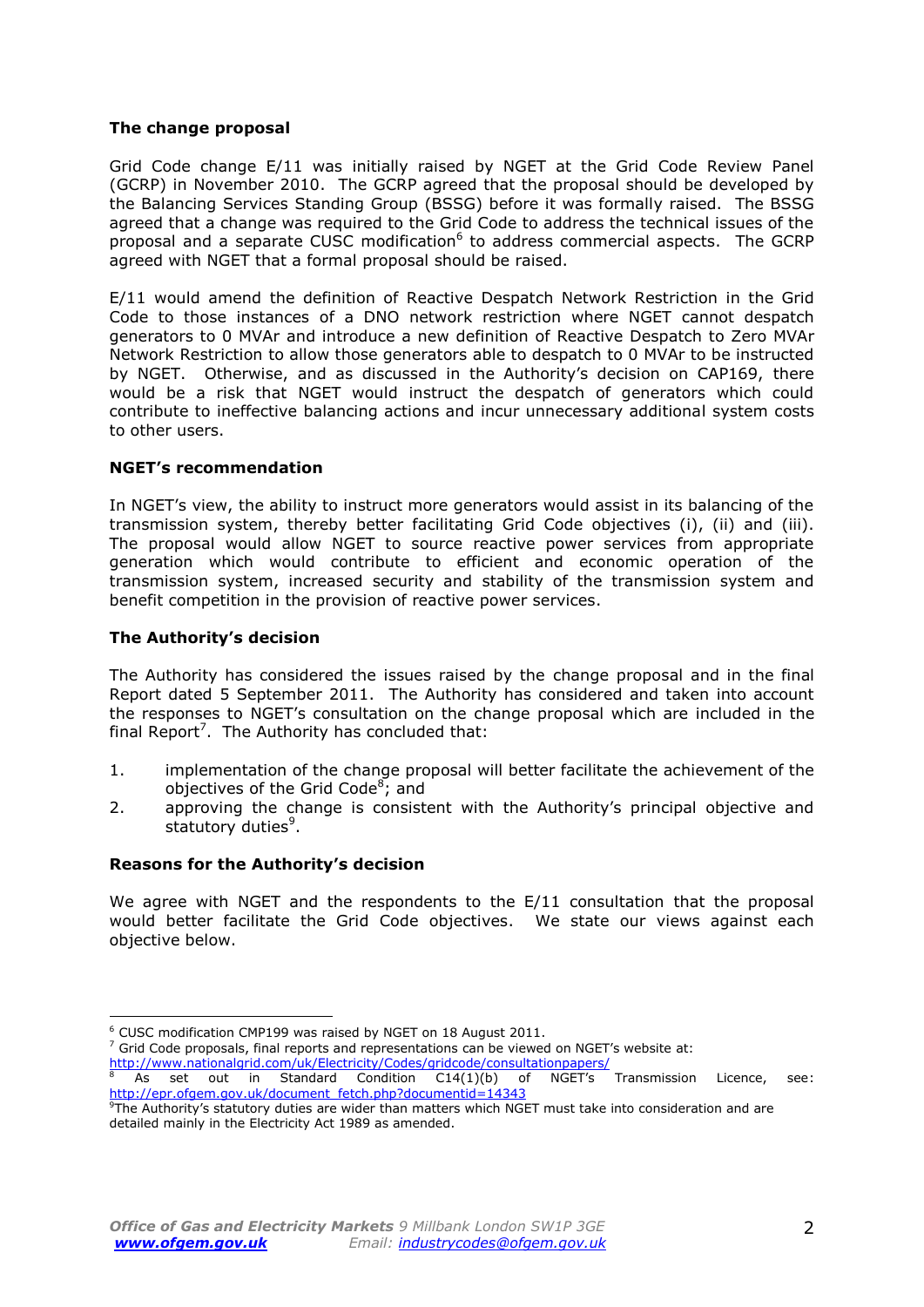**The change proposal**

Grid Code change E/11 was initially raised by NGET at the Grid Code Review Panel (GCRP) in November 2010. The GCRP agreed that the proposal should be developed by the Balancing Services Standing Group (BSSG) before it was formally raised. The BSSG agreed that a change was required to the Grid Code to address the technical issues of the proposal and a separate CUSC modification[6] to address commercial aspects. The GCRP agreed with NGET that a formal proposal should be raised.

E/11 would amend the definition of Reactive Despatch Network Restriction in the Grid Code to those instances of a DNO network restriction where NGET cannot despatch generators to 0 MVAr and introduce a new definition of Reactive Despatch to Zero MVAr Network Restriction to allow those generators able to despatch to 0 MVAr to be instructed by NGET. Otherwise, and as discussed in the Authority's decision on CAP169, there would be a risk that NGET would instruct the despatch of generators which could contribute to ineffective balancing actions and incur unnecessary additional system costs to other users.

**NGET's recommendation**

In NGET's view, the ability to instruct more generators would assist in its balancing of the transmission system, thereby better facilitating Grid Code objectives (i), (ii) and (iii). The proposal would allow NGET to source reactive power services from appropriate generation which would contribute to efficient and economic operation of the transmission system, increased security and stability of the transmission system and benefit competition in the provision of reactive power services.

**The Authority's decision**

The Authority has considered the issues raised by the change proposal and in the final Report dated 5 September 2011. The Authority has considered and taken into account the responses to NGET's consultation on the change proposal which are included in the final Report[7]. The Authority has concluded that:

1. implementation of the change proposal will better facilitate the achievement of the objectives of the Grid Code[8]; and
2. approving the change is consistent with the Authority's principal objective and statutory duties[9].

**Reasons for the Authority's decision**

We agree with NGET and the respondents to the E/11 consultation that the proposal would better facilitate the Grid Code objectives. We state our views against each objective below.

---

[6] CUSC modification CMP199 was raised by NGET on 18 August 2011.

[7] Grid Code proposals, final reports and representations can be viewed on NGET's website at: http://www.nationalgrid.com/uk/Electricity/Codes/gridcode/consultationpapers/

[8] As set out in Standard Condition C14(1)(b) of NGET's Transmission Licence, see: http://epr.ofgem.gov.uk/document_fetch.php?documentid=14343

[9] The Authority's statutory duties are wider than matters which NGET must take into consideration and are detailed mainly in the Electricity Act 1989 as amended.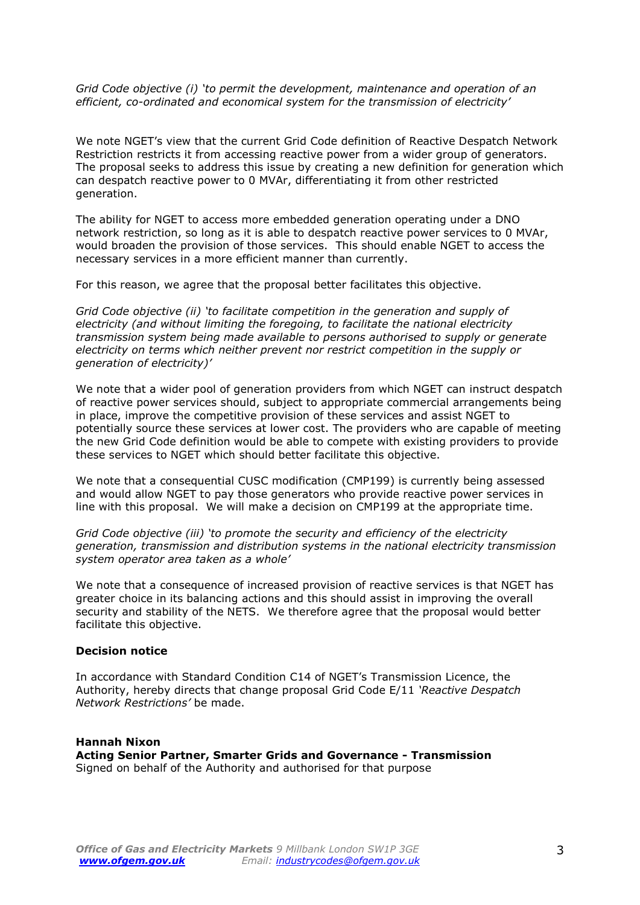*Grid Code objective (i) 'to permit the development, maintenance and operation of an efficient, co-ordinated and economical system for the transmission of electricity'*

We note NGET's view that the current Grid Code definition of Reactive Despatch Network Restriction restricts it from accessing reactive power from a wider group of generators. The proposal seeks to address this issue by creating a new definition for generation which can despatch reactive power to 0 MVAr, differentiating it from other restricted generation.

The ability for NGET to access more embedded generation operating under a DNO network restriction, so long as it is able to despatch reactive power services to 0 MVAr, would broaden the provision of those services. This should enable NGET to access the necessary services in a more efficient manner than currently.

For this reason, we agree that the proposal better facilitates this objective.

*Grid Code objective (ii) 'to facilitate competition in the generation and supply of electricity (and without limiting the foregoing, to facilitate the national electricity transmission system being made available to persons authorised to supply or generate electricity on terms which neither prevent nor restrict competition in the supply or generation of electricity)'*

We note that a wider pool of generation providers from which NGET can instruct despatch of reactive power services should, subject to appropriate commercial arrangements being in place, improve the competitive provision of these services and assist NGET to potentially source these services at lower cost. The providers who are capable of meeting the new Grid Code definition would be able to compete with existing providers to provide these services to NGET which should better facilitate this objective.

We note that a consequential CUSC modification (CMP199) is currently being assessed and would allow NGET to pay those generators who provide reactive power services in line with this proposal. We will make a decision on CMP199 at the appropriate time.

*Grid Code objective (iii) 'to promote the security and efficiency of the electricity generation, transmission and distribution systems in the national electricity transmission system operator area taken as a whole'*

We note that a consequence of increased provision of reactive services is that NGET has greater choice in its balancing actions and this should assist in improving the overall security and stability of the NETS. We therefore agree that the proposal would better facilitate this objective.

**Decision notice**

In accordance with Standard Condition C14 of NGET's Transmission Licence, the Authority, hereby directs that change proposal Grid Code E/11 *'Reactive Despatch Network Restrictions'* be made.

**Hannah Nixon**
**Acting Senior Partner, Smarter Grids and Governance - Transmission**
Signed on behalf of the Authority and authorised for that purpose